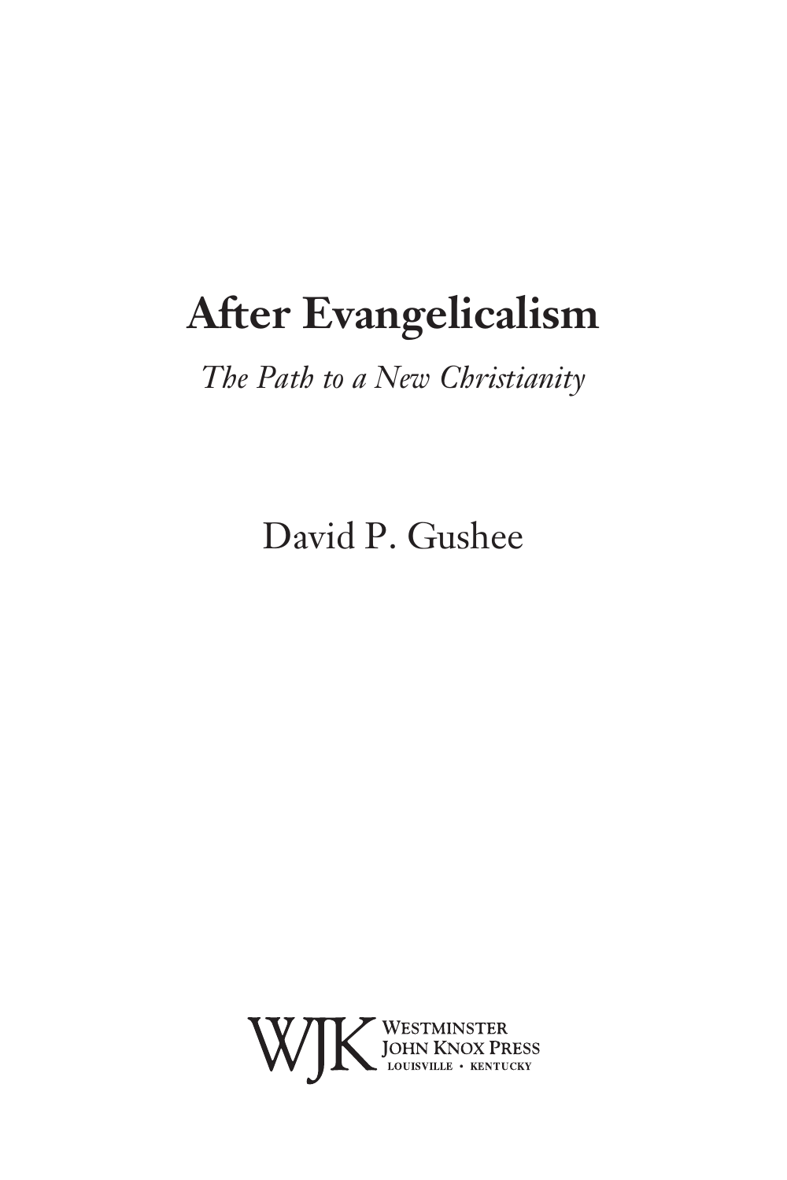# After Evangelicalism

*The Path to a New Christianity*

David P. Gushee

WJK Westminster John Knox Press
Louisville • Kentucky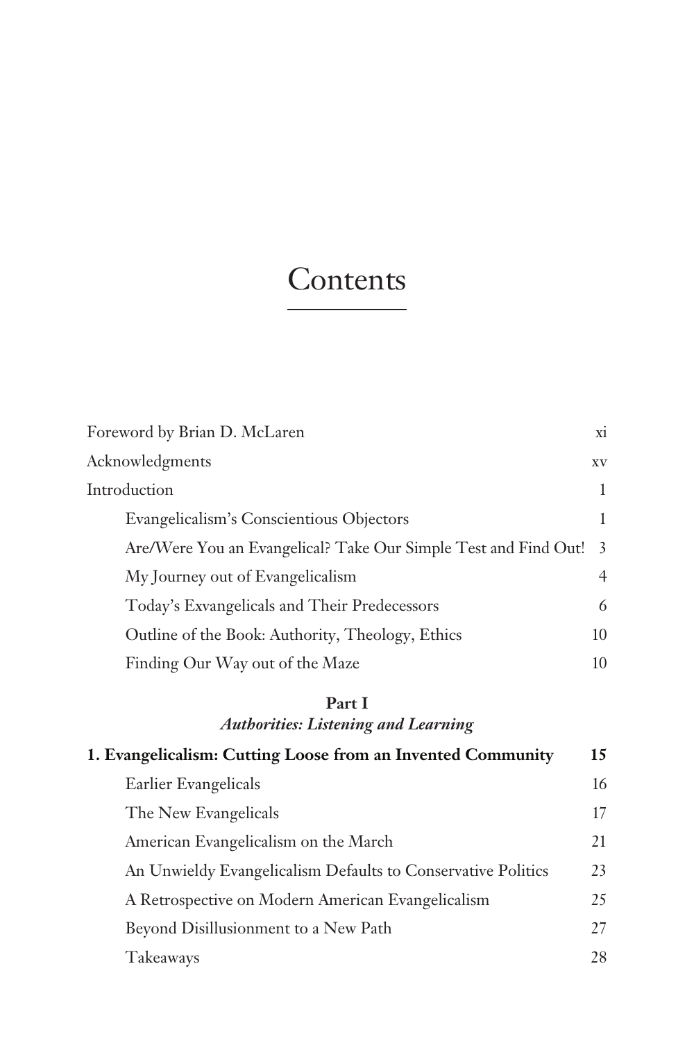# Contents

| | |
|---|---|
| Foreword by Brian D. McLaren | xi |
| Acknowledgments | xv |
| Introduction | 1 |
| Evangelicalism's Conscientious Objectors | 1 |
| Are/Were You an Evangelical? Take Our Simple Test and Find Out! | 3 |
| My Journey out of Evangelicalism | 4 |
| Today's Evangelicals and Their Predecessors | 6 |
| Outline of the Book: Authority, Theology, Ethics | 10 |
| Finding Our Way out of the Maze | 10 |

**Part I**
***Authorities: Listening and Learning***

| | |
|---|---|
| **1. Evangelicalism: Cutting Loose from an Invented Community** | **15** |
| Earlier Evangelicals | 16 |
| The New Evangelicals | 17 |
| American Evangelicalism on the March | 21 |
| An Unwieldy Evangelicalism Defaults to Conservative Politics | 23 |
| A Retrospective on Modern American Evangelicalism | 25 |
| Beyond Disillusionment to a New Path | 27 |
| Takeaways | 28 |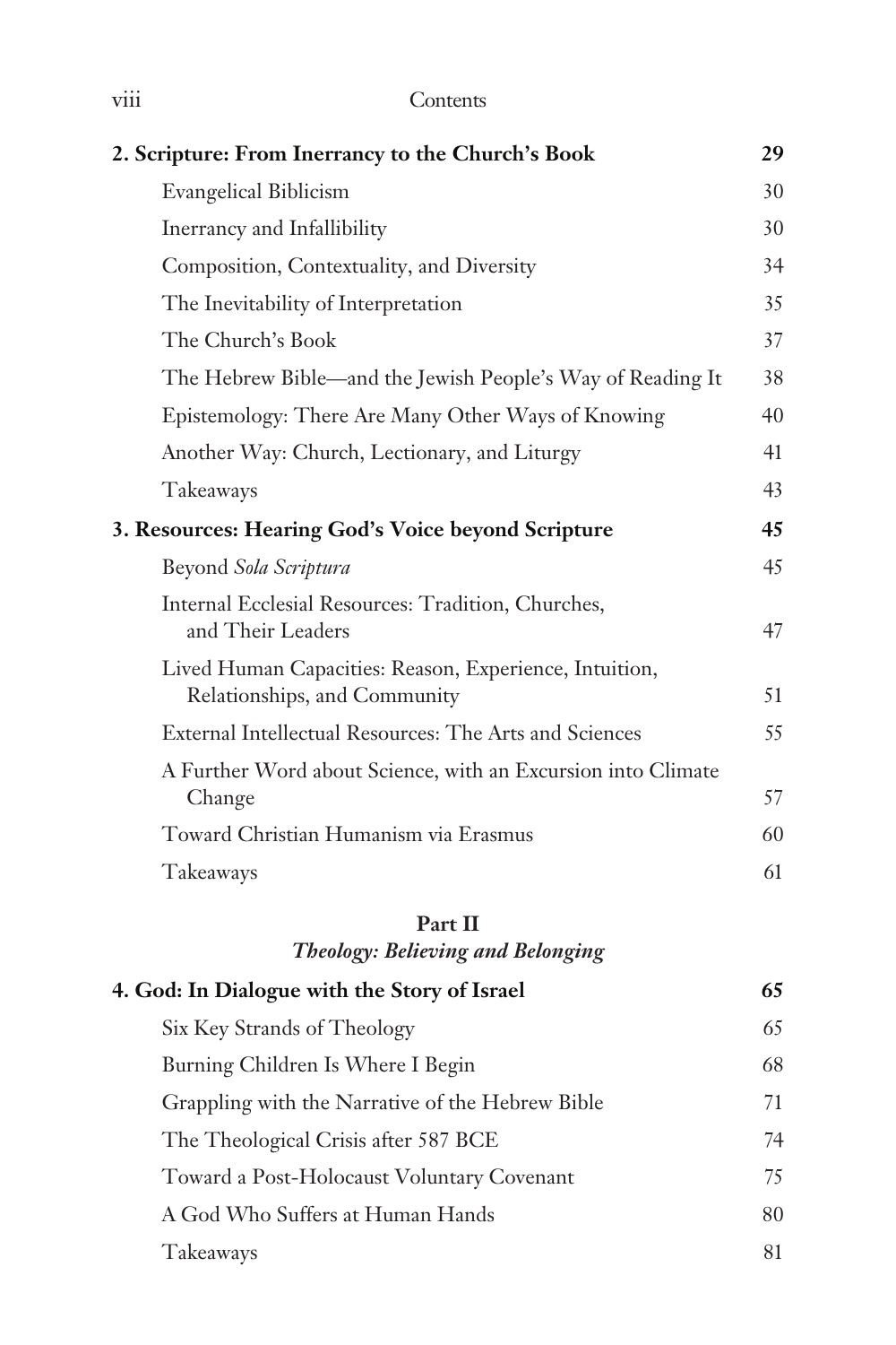| | |
|---|---|
| **2. Scripture: From Inerrancy to the Church's Book** | **29** |
| Evangelical Biblicism | 30 |
| Inerrancy and Infallibility | 30 |
| Composition, Contextuality, and Diversity | 34 |
| The Inevitability of Interpretation | 35 |
| The Church's Book | 37 |
| The Hebrew Bible—and the Jewish People's Way of Reading It | 38 |
| Epistemology: There Are Many Other Ways of Knowing | 40 |
| Another Way: Church, Lectionary, and Liturgy | 41 |
| Takeaways | 43 |
| **3. Resources: Hearing God's Voice beyond Scripture** | **45** |
| Beyond *Sola Scriptura* | 45 |
| Internal Ecclesial Resources: Tradition, Churches, and Their Leaders | 47 |
| Lived Human Capacities: Reason, Experience, Intuition, Relationships, and Community | 51 |
| External Intellectual Resources: The Arts and Sciences | 55 |
| A Further Word about Science, with an Excursion into Climate Change | 57 |
| Toward Christian Humanism via Erasmus | 60 |
| Takeaways | 61 |

## Part II
### *Theology: Believing and Belonging*

| | |
|---|---|
| **4. God: In Dialogue with the Story of Israel** | **65** |
| Six Key Strands of Theology | 65 |
| Burning Children Is Where I Begin | 68 |
| Grappling with the Narrative of the Hebrew Bible | 71 |
| The Theological Crisis after 587 BCE | 74 |
| Toward a Post-Holocaust Voluntary Covenant | 75 |
| A God Who Suffers at Human Hands | 80 |
| Takeaways | 81 |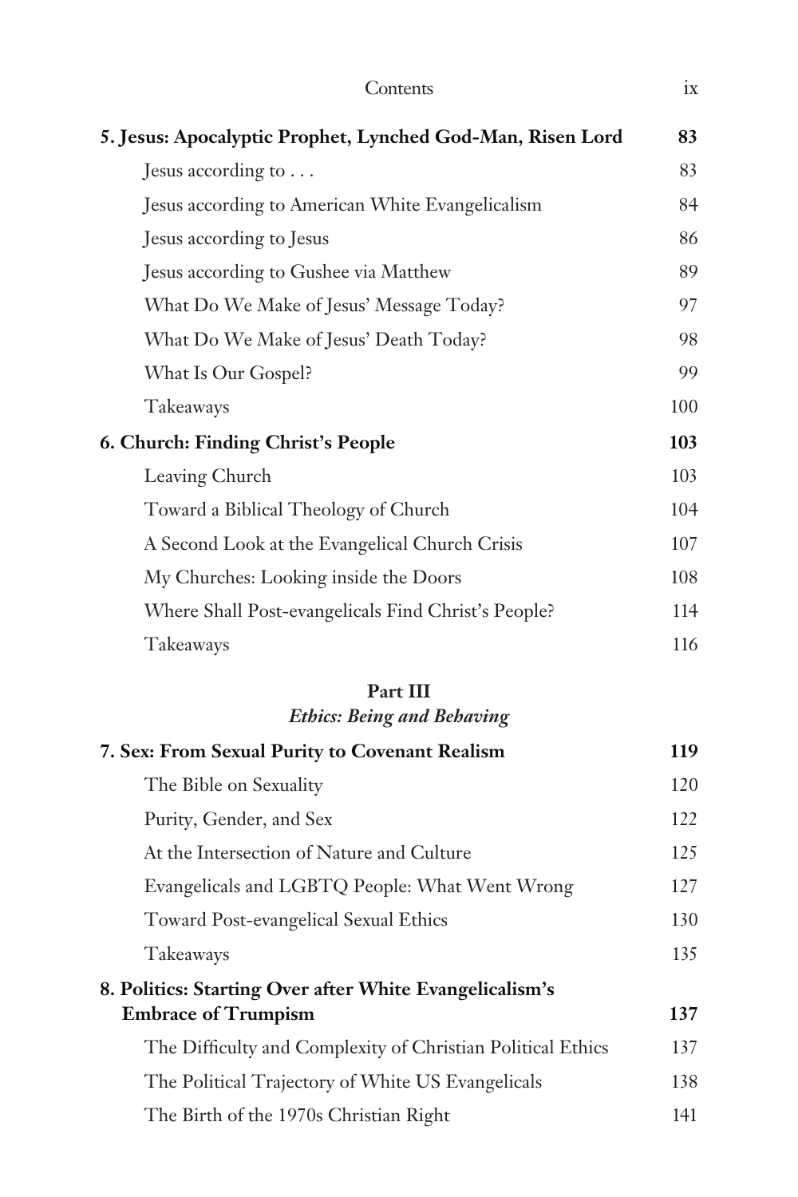**5. Jesus: Apocalyptic Prophet, Lynched God-Man, Risen Lord** 83

- Jesus according to . . . 83
- Jesus according to American White Evangelicalism 84
- Jesus according to Jesus 86
- Jesus according to Gushee via Matthew 89
- What Do We Make of Jesus' Message Today? 97
- What Do We Make of Jesus' Death Today? 98
- What Is Our Gospel? 99
- Takeaways 100

**6. Church: Finding Christ's People** 103

- Leaving Church 103
- Toward a Biblical Theology of Church 104
- A Second Look at the Evangelical Church Crisis 107
- My Churches: Looking inside the Doors 108
- Where Shall Post-evangelicals Find Christ's People? 114
- Takeaways 116

## Part III
### *Ethics: Being and Behaving*

**7. Sex: From Sexual Purity to Covenant Realism** 119

- The Bible on Sexuality 120
- Purity, Gender, and Sex 122
- At the Intersection of Nature and Culture 125
- Evangelicals and LGBTQ People: What Went Wrong 127
- Toward Post-evangelical Sexual Ethics 130
- Takeaways 135

**8. Politics: Starting Over after White Evangelicalism's Embrace of Trumpism** 137

- The Difficulty and Complexity of Christian Political Ethics 137
- The Political Trajectory of White US Evangelicals 138
- The Birth of the 1970s Christian Right 141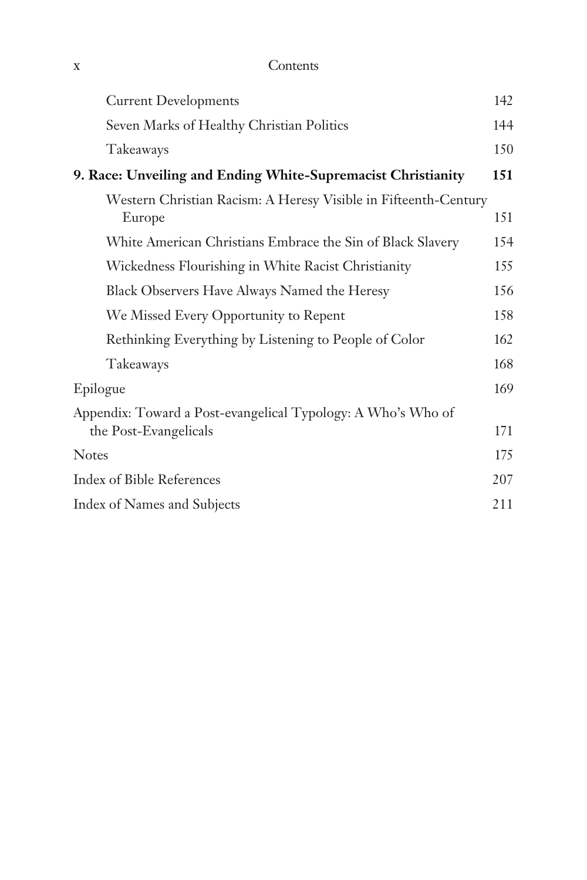Current Developments 142

Seven Marks of Healthy Christian Politics 144

Takeaways 150

**9. Race: Unveiling and Ending White-Supremacist Christianity 151**

Western Christian Racism: A Heresy Visible in Fifteenth-Century Europe 151

White American Christians Embrace the Sin of Black Slavery 154

Wickedness Flourishing in White Racist Christianity 155

Black Observers Have Always Named the Heresy 156

We Missed Every Opportunity to Repent 158

Rethinking Everything by Listening to People of Color 162

Takeaways 168

Epilogue 169

Appendix: Toward a Post-evangelical Typology: A Who's Who of the Post-Evangelicals 171

Notes 175

Index of Bible References 207

Index of Names and Subjects 211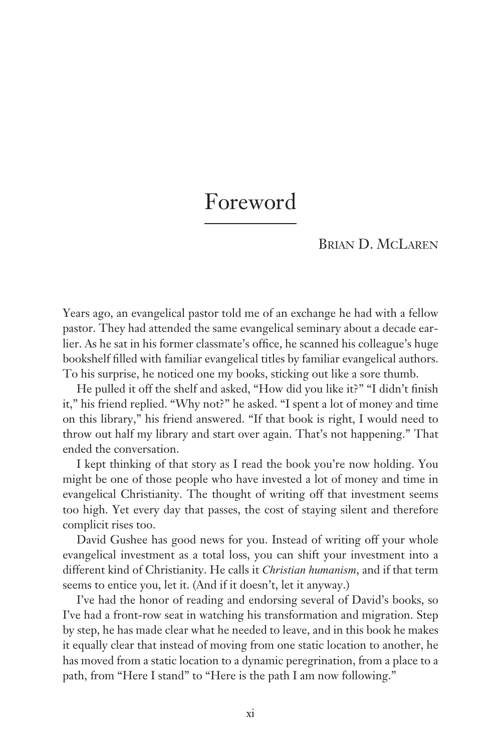# Foreword

BRIAN D. MCLAREN

Years ago, an evangelical pastor told me of an exchange he had with a fellow pastor. They had attended the same evangelical seminary about a decade earlier. As he sat in his former classmate's office, he scanned his colleague's huge bookshelf filled with familiar evangelical titles by familiar evangelical authors. To his surprise, he noticed one my books, sticking out like a sore thumb.

He pulled it off the shelf and asked, "How did you like it?" "I didn't finish it," his friend replied. "Why not?" he asked. "I spent a lot of money and time on this library," his friend answered. "If that book is right, I would need to throw out half my library and start over again. That's not happening." That ended the conversation.

I kept thinking of that story as I read the book you're now holding. You might be one of those people who have invested a lot of money and time in evangelical Christianity. The thought of writing off that investment seems too high. Yet every day that passes, the cost of staying silent and therefore complicit rises too.

David Gushee has good news for you. Instead of writing off your whole evangelical investment as a total loss, you can shift your investment into a different kind of Christianity. He calls it *Christian humanism*, and if that term seems to entice you, let it. (And if it doesn't, let it anyway.)

I've had the honor of reading and endorsing several of David's books, so I've had a front-row seat in watching his transformation and migration. Step by step, he has made clear what he needed to leave, and in this book he makes it equally clear that instead of moving from one static location to another, he has moved from a static location to a dynamic peregrination, from a place to a path, from "Here I stand" to "Here is the path I am now following."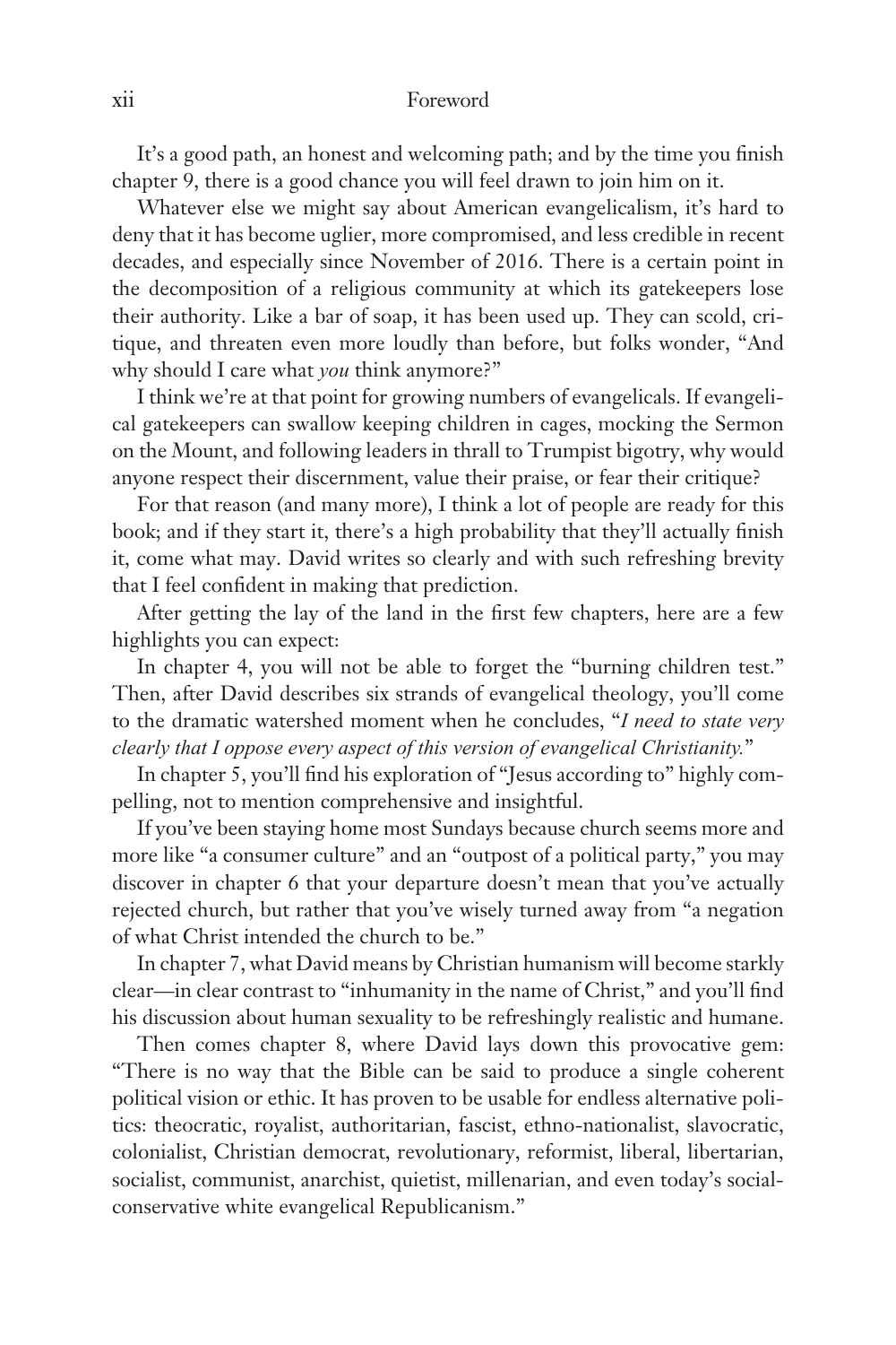It's a good path, an honest and welcoming path; and by the time you finish chapter 9, there is a good chance you will feel drawn to join him on it.

Whatever else we might say about American evangelicalism, it's hard to deny that it has become uglier, more compromised, and less credible in recent decades, and especially since November of 2016. There is a certain point in the decomposition of a religious community at which its gatekeepers lose their authority. Like a bar of soap, it has been used up. They can scold, critique, and threaten even more loudly than before, but folks wonder, "And why should I care what *you* think anymore?"

I think we're at that point for growing numbers of evangelicals. If evangelical gatekeepers can swallow keeping children in cages, mocking the Sermon on the Mount, and following leaders in thrall to Trumpist bigotry, why would anyone respect their discernment, value their praise, or fear their critique?

For that reason (and many more), I think a lot of people are ready for this book; and if they start it, there's a high probability that they'll actually finish it, come what may. David writes so clearly and with such refreshing brevity that I feel confident in making that prediction.

After getting the lay of the land in the first few chapters, here are a few highlights you can expect:

In chapter 4, you will not be able to forget the "burning children test." Then, after David describes six strands of evangelical theology, you'll come to the dramatic watershed moment when he concludes, "*I need to state very clearly that I oppose every aspect of this version of evangelical Christianity.*"

In chapter 5, you'll find his exploration of "Jesus according to" highly compelling, not to mention comprehensive and insightful.

If you've been staying home most Sundays because church seems more and more like "a consumer culture" and an "outpost of a political party," you may discover in chapter 6 that your departure doesn't mean that you've actually rejected church, but rather that you've wisely turned away from "a negation of what Christ intended the church to be."

In chapter 7, what David means by Christian humanism will become starkly clear—in clear contrast to "inhumanity in the name of Christ," and you'll find his discussion about human sexuality to be refreshingly realistic and humane.

Then comes chapter 8, where David lays down this provocative gem: "There is no way that the Bible can be said to produce a single coherent political vision or ethic. It has proven to be usable for endless alternative politics: theocratic, royalist, authoritarian, fascist, ethno-nationalist, slavocratic, colonialist, Christian democrat, revolutionary, reformist, liberal, libertarian, socialist, communist, anarchist, quietist, millenarian, and even today's social-conservative white evangelical Republicanism."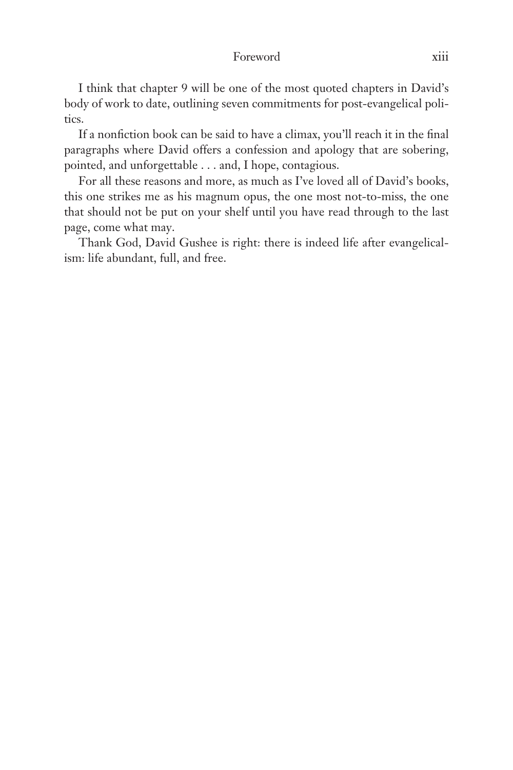I think that chapter 9 will be one of the most quoted chapters in David's body of work to date, outlining seven commitments for post-evangelical politics.

If a nonfiction book can be said to have a climax, you'll reach it in the final paragraphs where David offers a confession and apology that are sobering, pointed, and unforgettable . . . and, I hope, contagious.

For all these reasons and more, as much as I've loved all of David's books, this one strikes me as his magnum opus, the one most not-to-miss, the one that should not be put on your shelf until you have read through to the last page, come what may.

Thank God, David Gushee is right: there is indeed life after evangelicalism: life abundant, full, and free.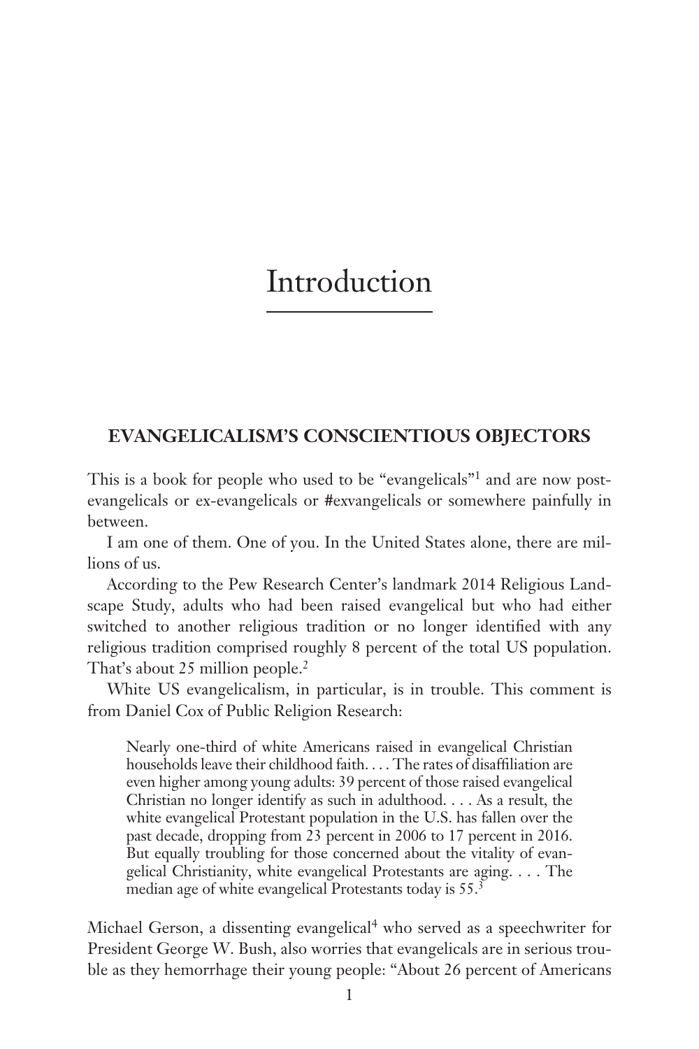# Introduction

## EVANGELICALISM'S CONSCIENTIOUS OBJECTORS

This is a book for people who used to be "evangelicals"[1] and are now post-evangelicals or ex-evangelicals or #exvangelicals or somewhere painfully in between.

I am one of them. One of you. In the United States alone, there are millions of us.

According to the Pew Research Center's landmark 2014 Religious Landscape Study, adults who had been raised evangelical but who had either switched to another religious tradition or no longer identified with any religious tradition comprised roughly 8 percent of the total US population. That's about 25 million people.[2]

White US evangelicalism, in particular, is in trouble. This comment is from Daniel Cox of Public Religion Research:

> Nearly one-third of white Americans raised in evangelical Christian households leave their childhood faith. . . . The rates of disaffiliation are even higher among young adults: 39 percent of those raised evangelical Christian no longer identify as such in adulthood. . . . As a result, the white evangelical Protestant population in the U.S. has fallen over the past decade, dropping from 23 percent in 2006 to 17 percent in 2016. But equally troubling for those concerned about the vitality of evangelical Christianity, white evangelical Protestants are aging. . . . The median age of white evangelical Protestants today is 55.[3]

Michael Gerson, a dissenting evangelical[4] who served as a speechwriter for President George W. Bush, also worries that evangelicals are in serious trouble as they hemorrhage their young people: "About 26 percent of Americans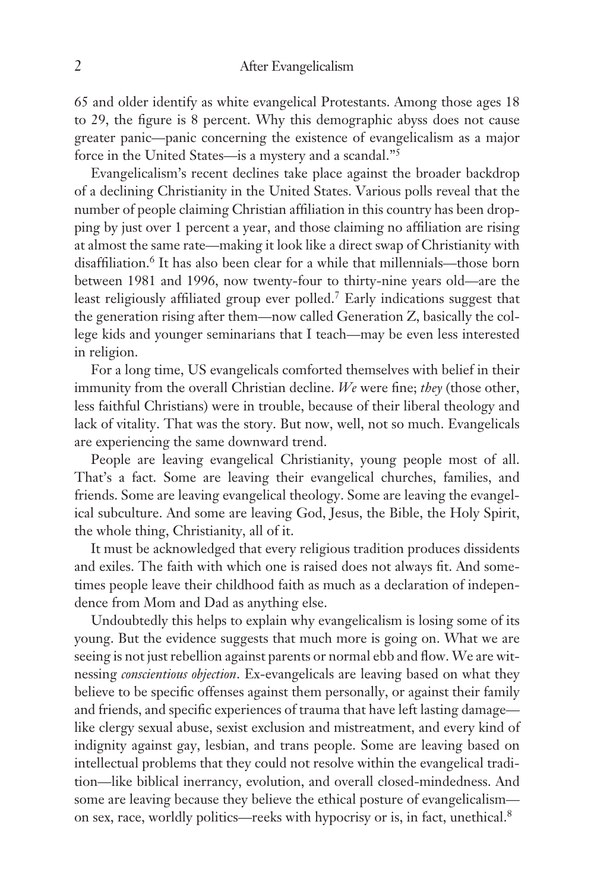65 and older identify as white evangelical Protestants. Among those ages 18 to 29, the figure is 8 percent. Why this demographic abyss does not cause greater panic—panic concerning the existence of evangelicalism as a major force in the United States—is a mystery and a scandal."[5]

Evangelicalism's recent declines take place against the broader backdrop of a declining Christianity in the United States. Various polls reveal that the number of people claiming Christian affiliation in this country has been dropping by just over 1 percent a year, and those claiming no affiliation are rising at almost the same rate—making it look like a direct swap of Christianity with disaffiliation.[6] It has also been clear for a while that millennials—those born between 1981 and 1996, now twenty-four to thirty-nine years old—are the least religiously affiliated group ever polled.[7] Early indications suggest that the generation rising after them—now called Generation Z, basically the college kids and younger seminarians that I teach—may be even less interested in religion.

For a long time, US evangelicals comforted themselves with belief in their immunity from the overall Christian decline. *We* were fine; *they* (those other, less faithful Christians) were in trouble, because of their liberal theology and lack of vitality. That was the story. But now, well, not so much. Evangelicals are experiencing the same downward trend.

People are leaving evangelical Christianity, young people most of all. That's a fact. Some are leaving their evangelical churches, families, and friends. Some are leaving evangelical theology. Some are leaving the evangelical subculture. And some are leaving God, Jesus, the Bible, the Holy Spirit, the whole thing, Christianity, all of it.

It must be acknowledged that every religious tradition produces dissidents and exiles. The faith with which one is raised does not always fit. And sometimes people leave their childhood faith as much as a declaration of independence from Mom and Dad as anything else.

Undoubtedly this helps to explain why evangelicalism is losing some of its young. But the evidence suggests that much more is going on. What we are seeing is not just rebellion against parents or normal ebb and flow. We are witnessing *conscientious objection*. Ex-evangelicals are leaving based on what they believe to be specific offenses against them personally, or against their family and friends, and specific experiences of trauma that have left lasting damage—like clergy sexual abuse, sexist exclusion and mistreatment, and every kind of indignity against gay, lesbian, and trans people. Some are leaving based on intellectual problems that they could not resolve within the evangelical tradition—like biblical inerrancy, evolution, and overall closed-mindedness. And some are leaving because they believe the ethical posture of evangelicalism—on sex, race, worldly politics—reeks with hypocrisy or is, in fact, unethical.[8]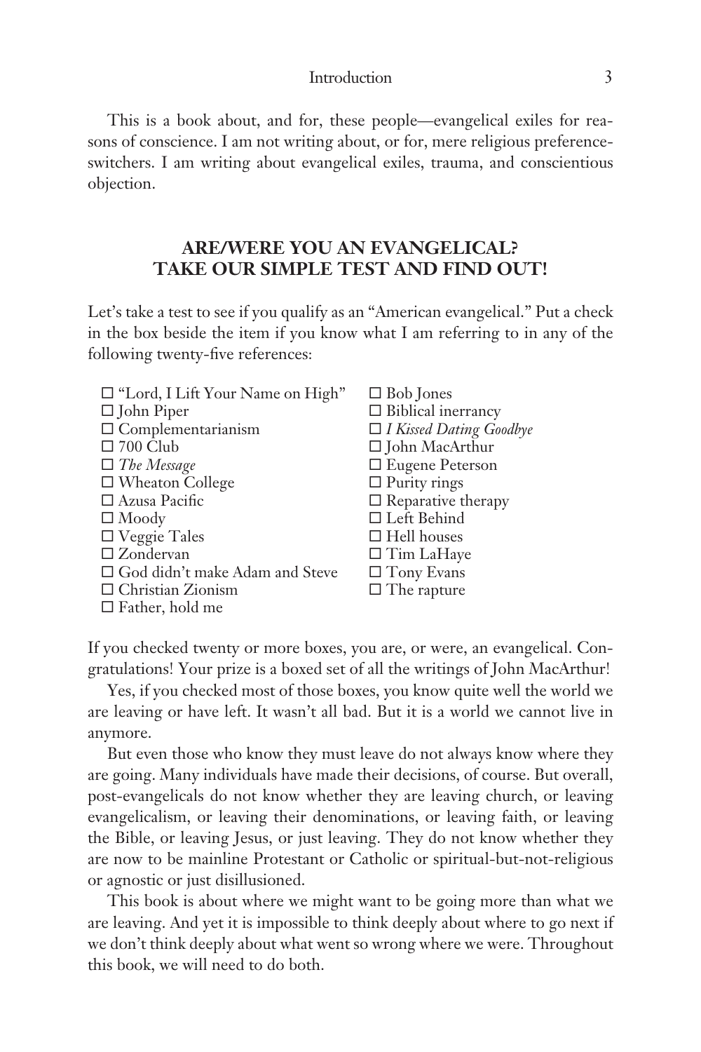This is a book about, and for, these people—evangelical exiles for reasons of conscience. I am not writing about, or for, mere religious preference-switchers. I am writing about evangelical exiles, trauma, and conscientious objection.

## ARE/WERE YOU AN EVANGELICAL? TAKE OUR SIMPLE TEST AND FIND OUT!

Let's take a test to see if you qualify as an "American evangelical." Put a check in the box beside the item if you know what I am referring to in any of the following twenty-five references:

- ☐ "Lord, I Lift Your Name on High"
- ☐ John Piper
- ☐ Complementarianism
- ☐ 700 Club
- ☐ *The Message*
- ☐ Wheaton College
- ☐ Azusa Pacific
- ☐ Moody
- ☐ Veggie Tales
- ☐ Zondervan
- ☐ God didn't make Adam and Steve
- ☐ Christian Zionism
- ☐ Father, hold me
- ☐ Bob Jones
- ☐ Biblical inerrancy
- ☐ *I Kissed Dating Goodbye*
- ☐ John MacArthur
- ☐ Eugene Peterson
- ☐ Purity rings
- ☐ Reparative therapy
- ☐ Left Behind
- ☐ Hell houses
- ☐ Tim LaHaye
- ☐ Tony Evans
- ☐ The rapture

If you checked twenty or more boxes, you are, or were, an evangelical. Congratulations! Your prize is a boxed set of all the writings of John MacArthur!

Yes, if you checked most of those boxes, you know quite well the world we are leaving or have left. It wasn't all bad. But it is a world we cannot live in anymore.

But even those who know they must leave do not always know where they are going. Many individuals have made their decisions, of course. But overall, post-evangelicals do not know whether they are leaving church, or leaving evangelicalism, or leaving their denominations, or leaving faith, or leaving the Bible, or leaving Jesus, or just leaving. They do not know whether they are now to be mainline Protestant or Catholic or spiritual-but-not-religious or agnostic or just disillusioned.

This book is about where we might want to be going more than what we are leaving. And yet it is impossible to think deeply about where to go next if we don't think deeply about what went so wrong where we were. Throughout this book, we will need to do both.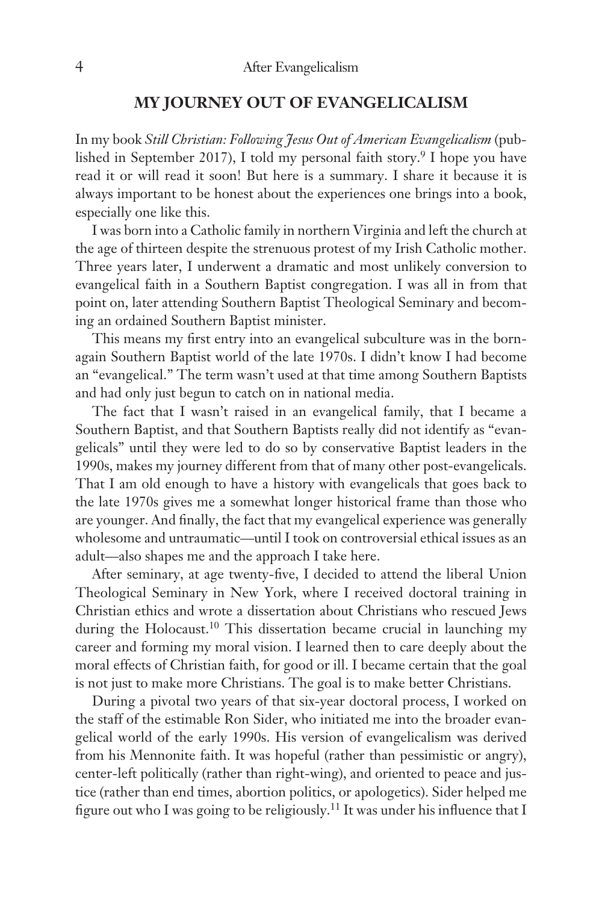## MY JOURNEY OUT OF EVANGELICALISM

In my book *Still Christian: Following Jesus Out of American Evangelicalism* (published in September 2017), I told my personal faith story.[9] I hope you have read it or will read it soon! But here is a summary. I share it because it is always important to be honest about the experiences one brings into a book, especially one like this.

I was born into a Catholic family in northern Virginia and left the church at the age of thirteen despite the strenuous protest of my Irish Catholic mother. Three years later, I underwent a dramatic and most unlikely conversion to evangelical faith in a Southern Baptist congregation. I was all in from that point on, later attending Southern Baptist Theological Seminary and becoming an ordained Southern Baptist minister.

This means my first entry into an evangelical subculture was in the born-again Southern Baptist world of the late 1970s. I didn't know I had become an "evangelical." The term wasn't used at that time among Southern Baptists and had only just begun to catch on in national media.

The fact that I wasn't raised in an evangelical family, that I became a Southern Baptist, and that Southern Baptists really did not identify as "evangelicals" until they were led to do so by conservative Baptist leaders in the 1990s, makes my journey different from that of many other post-evangelicals. That I am old enough to have a history with evangelicals that goes back to the late 1970s gives me a somewhat longer historical frame than those who are younger. And finally, the fact that my evangelical experience was generally wholesome and untraumatic—until I took on controversial ethical issues as an adult—also shapes me and the approach I take here.

After seminary, at age twenty-five, I decided to attend the liberal Union Theological Seminary in New York, where I received doctoral training in Christian ethics and wrote a dissertation about Christians who rescued Jews during the Holocaust.[10] This dissertation became crucial in launching my career and forming my moral vision. I learned then to care deeply about the moral effects of Christian faith, for good or ill. I became certain that the goal is not just to make more Christians. The goal is to make better Christians.

During a pivotal two years of that six-year doctoral process, I worked on the staff of the estimable Ron Sider, who initiated me into the broader evangelical world of the early 1990s. His version of evangelicalism was derived from his Mennonite faith. It was hopeful (rather than pessimistic or angry), center-left politically (rather than right-wing), and oriented to peace and justice (rather than end times, abortion politics, or apologetics). Sider helped me figure out who I was going to be religiously.[11] It was under his influence that I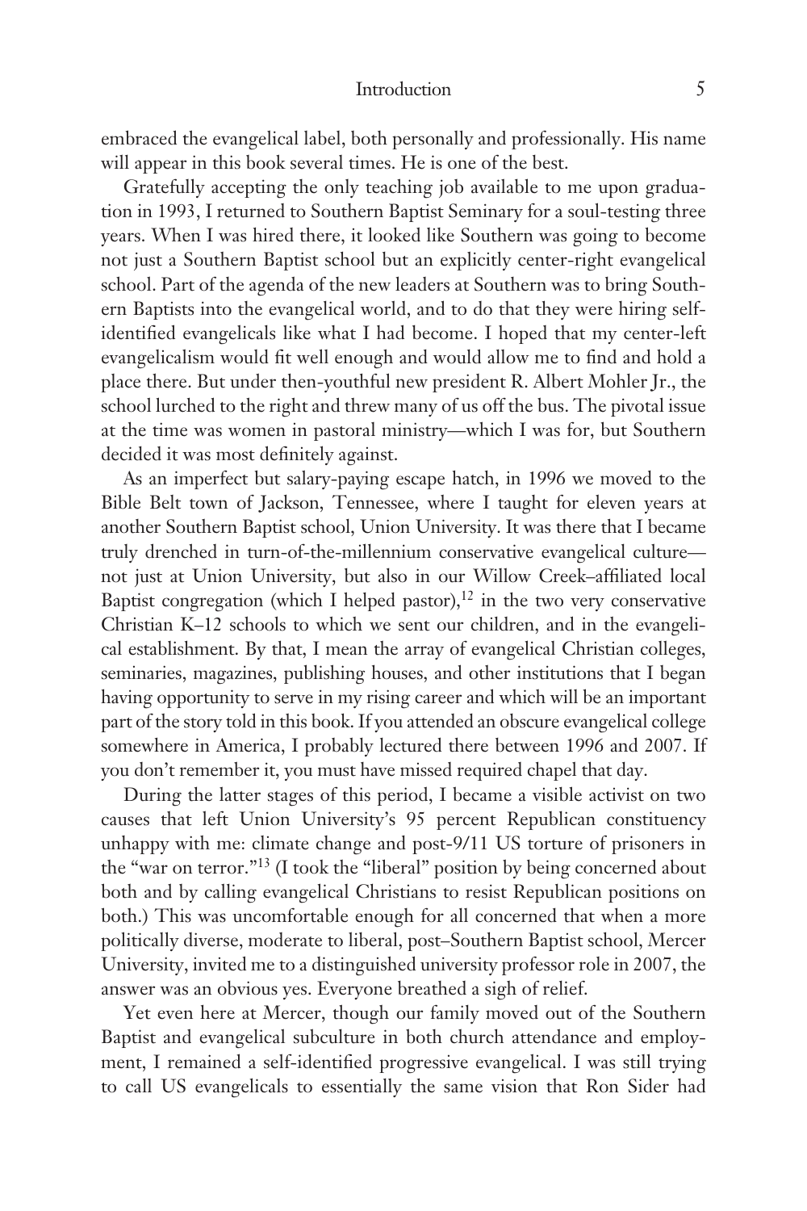embraced the evangelical label, both personally and professionally. His name will appear in this book several times. He is one of the best.

Gratefully accepting the only teaching job available to me upon graduation in 1993, I returned to Southern Baptist Seminary for a soul-testing three years. When I was hired there, it looked like Southern was going to become not just a Southern Baptist school but an explicitly center-right evangelical school. Part of the agenda of the new leaders at Southern was to bring Southern Baptists into the evangelical world, and to do that they were hiring self-identified evangelicals like what I had become. I hoped that my center-left evangelicalism would fit well enough and would allow me to find and hold a place there. But under then-youthful new president R. Albert Mohler Jr., the school lurched to the right and threw many of us off the bus. The pivotal issue at the time was women in pastoral ministry—which I was for, but Southern decided it was most definitely against.

As an imperfect but salary-paying escape hatch, in 1996 we moved to the Bible Belt town of Jackson, Tennessee, where I taught for eleven years at another Southern Baptist school, Union University. It was there that I became truly drenched in turn-of-the-millennium conservative evangelical culture—not just at Union University, but also in our Willow Creek–affiliated local Baptist congregation (which I helped pastor),[12] in the two very conservative Christian K–12 schools to which we sent our children, and in the evangelical establishment. By that, I mean the array of evangelical Christian colleges, seminaries, magazines, publishing houses, and other institutions that I began having opportunity to serve in my rising career and which will be an important part of the story told in this book. If you attended an obscure evangelical college somewhere in America, I probably lectured there between 1996 and 2007. If you don't remember it, you must have missed required chapel that day.

During the latter stages of this period, I became a visible activist on two causes that left Union University's 95 percent Republican constituency unhappy with me: climate change and post-9/11 US torture of prisoners in the "war on terror."[13] (I took the "liberal" position by being concerned about both and by calling evangelical Christians to resist Republican positions on both.) This was uncomfortable enough for all concerned that when a more politically diverse, moderate to liberal, post–Southern Baptist school, Mercer University, invited me to a distinguished university professor role in 2007, the answer was an obvious yes. Everyone breathed a sigh of relief.

Yet even here at Mercer, though our family moved out of the Southern Baptist and evangelical subculture in both church attendance and employment, I remained a self-identified progressive evangelical. I was still trying to call US evangelicals to essentially the same vision that Ron Sider had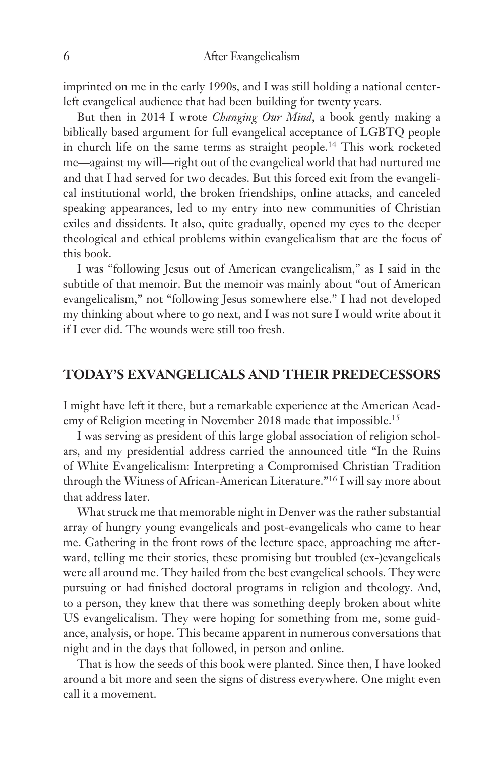imprinted on me in the early 1990s, and I was still holding a national center-left evangelical audience that had been building for twenty years.

But then in 2014 I wrote *Changing Our Mind*, a book gently making a biblically based argument for full evangelical acceptance of LGBTQ people in church life on the same terms as straight people.[14] This work rocketed me—against my will—right out of the evangelical world that had nurtured me and that I had served for two decades. But this forced exit from the evangelical institutional world, the broken friendships, online attacks, and canceled speaking appearances, led to my entry into new communities of Christian exiles and dissidents. It also, quite gradually, opened my eyes to the deeper theological and ethical problems within evangelicalism that are the focus of this book.

I was "following Jesus out of American evangelicalism," as I said in the subtitle of that memoir. But the memoir was mainly about "out of American evangelicalism," not "following Jesus somewhere else." I had not developed my thinking about where to go next, and I was not sure I would write about it if I ever did. The wounds were still too fresh.

## TODAY'S EXVANGELICALS AND THEIR PREDECESSORS

I might have left it there, but a remarkable experience at the American Academy of Religion meeting in November 2018 made that impossible.[15]

I was serving as president of this large global association of religion scholars, and my presidential address carried the announced title "In the Ruins of White Evangelicalism: Interpreting a Compromised Christian Tradition through the Witness of African-American Literature."[16] I will say more about that address later.

What struck me that memorable night in Denver was the rather substantial array of hungry young evangelicals and post-evangelicals who came to hear me. Gathering in the front rows of the lecture space, approaching me afterward, telling me their stories, these promising but troubled (ex-)evangelicals were all around me. They hailed from the best evangelical schools. They were pursuing or had finished doctoral programs in religion and theology. And, to a person, they knew that there was something deeply broken about white US evangelicalism. They were hoping for something from me, some guidance, analysis, or hope. This became apparent in numerous conversations that night and in the days that followed, in person and online.

That is how the seeds of this book were planted. Since then, I have looked around a bit more and seen the signs of distress everywhere. One might even call it a movement.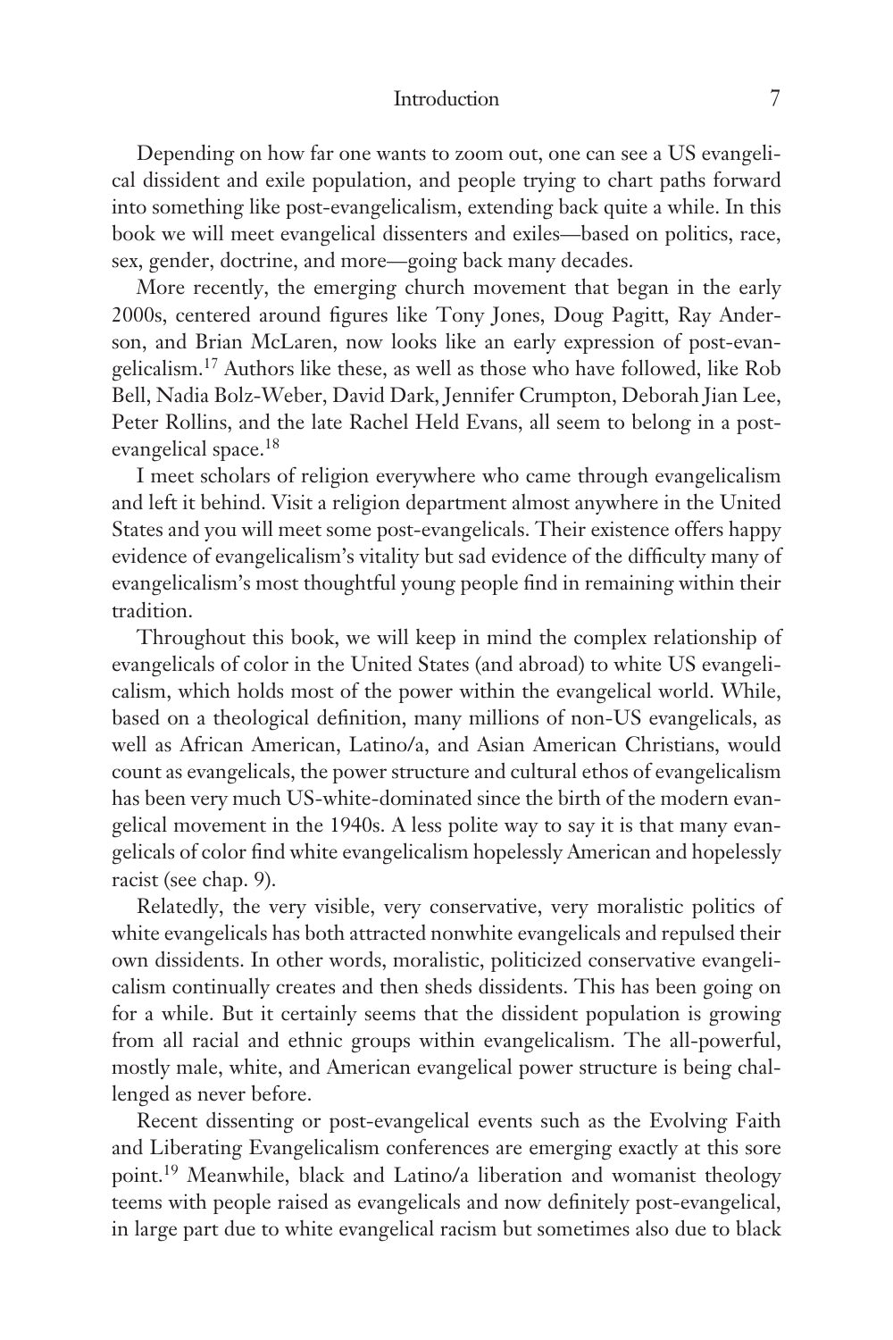Depending on how far one wants to zoom out, one can see a US evangelical dissident and exile population, and people trying to chart paths forward into something like post-evangelicalism, extending back quite a while. In this book we will meet evangelical dissenters and exiles—based on politics, race, sex, gender, doctrine, and more—going back many decades.

More recently, the emerging church movement that began in the early 2000s, centered around figures like Tony Jones, Doug Pagitt, Ray Anderson, and Brian McLaren, now looks like an early expression of post-evangelicalism.[17] Authors like these, as well as those who have followed, like Rob Bell, Nadia Bolz-Weber, David Dark, Jennifer Crumpton, Deborah Jian Lee, Peter Rollins, and the late Rachel Held Evans, all seem to belong in a post-evangelical space.[18]

I meet scholars of religion everywhere who came through evangelicalism and left it behind. Visit a religion department almost anywhere in the United States and you will meet some post-evangelicals. Their existence offers happy evidence of evangelicalism's vitality but sad evidence of the difficulty many of evangelicalism's most thoughtful young people find in remaining within their tradition.

Throughout this book, we will keep in mind the complex relationship of evangelicals of color in the United States (and abroad) to white US evangelicalism, which holds most of the power within the evangelical world. While, based on a theological definition, many millions of non-US evangelicals, as well as African American, Latino/a, and Asian American Christians, would count as evangelicals, the power structure and cultural ethos of evangelicalism has been very much US-white-dominated since the birth of the modern evangelical movement in the 1940s. A less polite way to say it is that many evangelicals of color find white evangelicalism hopelessly American and hopelessly racist (see chap. 9).

Relatedly, the very visible, very conservative, very moralistic politics of white evangelicals has both attracted nonwhite evangelicals and repulsed their own dissidents. In other words, moralistic, politicized conservative evangelicalism continually creates and then sheds dissidents. This has been going on for a while. But it certainly seems that the dissident population is growing from all racial and ethnic groups within evangelicalism. The all-powerful, mostly male, white, and American evangelical power structure is being challenged as never before.

Recent dissenting or post-evangelical events such as the Evolving Faith and Liberating Evangelicalism conferences are emerging exactly at this sore point.[19] Meanwhile, black and Latino/a liberation and womanist theology teems with people raised as evangelicals and now definitely post-evangelical, in large part due to white evangelical racism but sometimes also due to black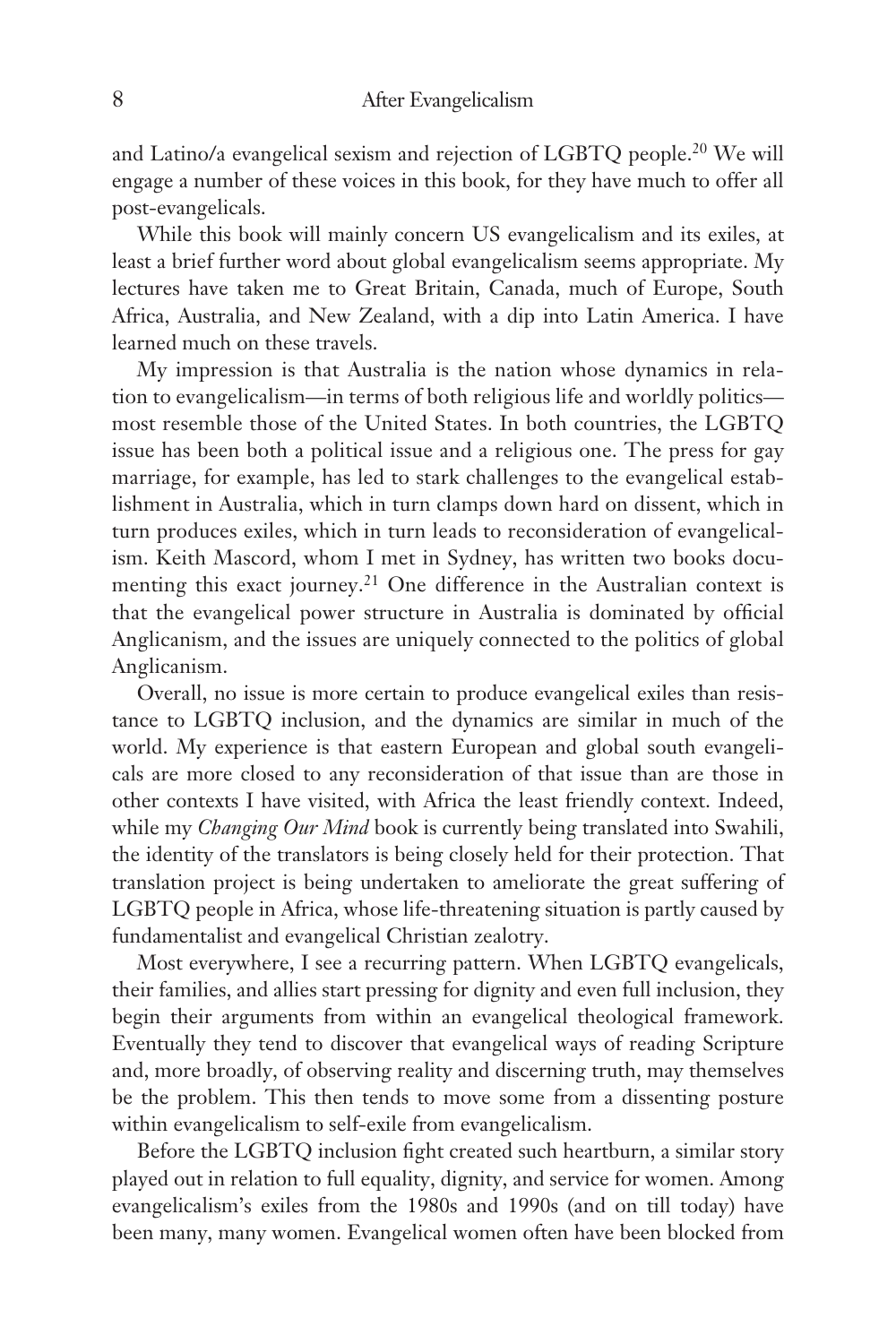and Latino/a evangelical sexism and rejection of LGBTQ people.[20] We will engage a number of these voices in this book, for they have much to offer all post-evangelicals.

While this book will mainly concern US evangelicalism and its exiles, at least a brief further word about global evangelicalism seems appropriate. My lectures have taken me to Great Britain, Canada, much of Europe, South Africa, Australia, and New Zealand, with a dip into Latin America. I have learned much on these travels.

My impression is that Australia is the nation whose dynamics in relation to evangelicalism—in terms of both religious life and worldly politics—most resemble those of the United States. In both countries, the LGBTQ issue has been both a political issue and a religious one. The press for gay marriage, for example, has led to stark challenges to the evangelical establishment in Australia, which in turn clamps down hard on dissent, which in turn produces exiles, which in turn leads to reconsideration of evangelicalism. Keith Mascord, whom I met in Sydney, has written two books documenting this exact journey.[21] One difference in the Australian context is that the evangelical power structure in Australia is dominated by official Anglicanism, and the issues are uniquely connected to the politics of global Anglicanism.

Overall, no issue is more certain to produce evangelical exiles than resistance to LGBTQ inclusion, and the dynamics are similar in much of the world. My experience is that eastern European and global south evangelicals are more closed to any reconsideration of that issue than are those in other contexts I have visited, with Africa the least friendly context. Indeed, while my *Changing Our Mind* book is currently being translated into Swahili, the identity of the translators is being closely held for their protection. That translation project is being undertaken to ameliorate the great suffering of LGBTQ people in Africa, whose life-threatening situation is partly caused by fundamentalist and evangelical Christian zealotry.

Most everywhere, I see a recurring pattern. When LGBTQ evangelicals, their families, and allies start pressing for dignity and even full inclusion, they begin their arguments from within an evangelical theological framework. Eventually they tend to discover that evangelical ways of reading Scripture and, more broadly, of observing reality and discerning truth, may themselves be the problem. This then tends to move some from a dissenting posture within evangelicalism to self-exile from evangelicalism.

Before the LGBTQ inclusion fight created such heartburn, a similar story played out in relation to full equality, dignity, and service for women. Among evangelicalism's exiles from the 1980s and 1990s (and on till today) have been many, many women. Evangelical women often have been blocked from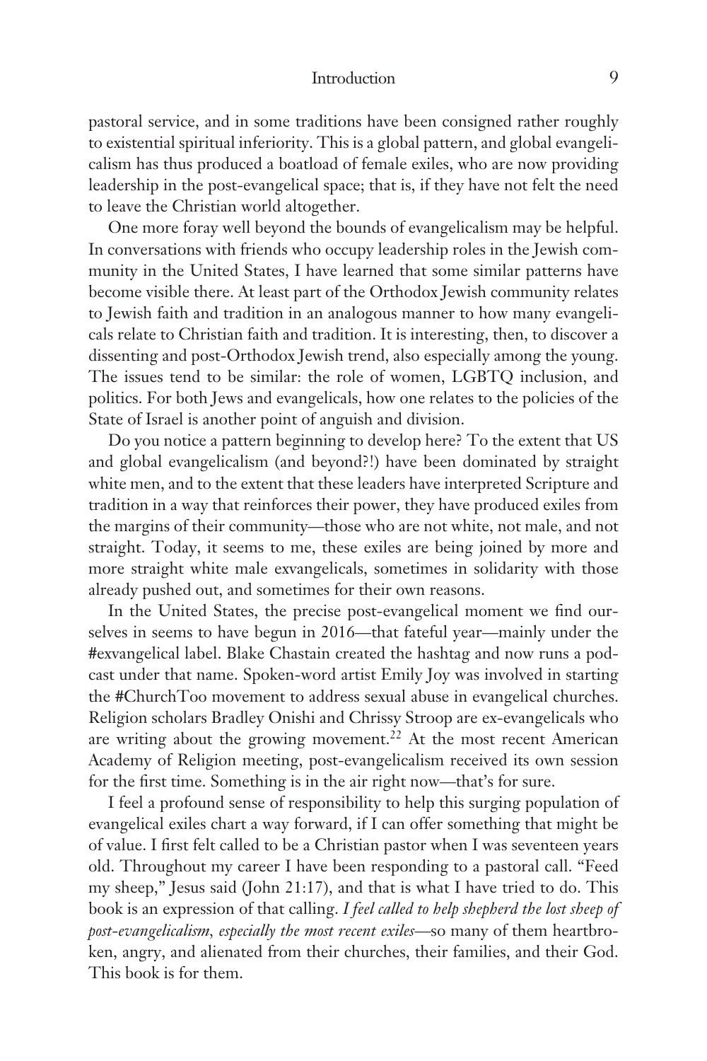pastoral service, and in some traditions have been consigned rather roughly to existential spiritual inferiority. This is a global pattern, and global evangelicalism has thus produced a boatload of female exiles, who are now providing leadership in the post-evangelical space; that is, if they have not felt the need to leave the Christian world altogether.

One more foray well beyond the bounds of evangelicalism may be helpful. In conversations with friends who occupy leadership roles in the Jewish community in the United States, I have learned that some similar patterns have become visible there. At least part of the Orthodox Jewish community relates to Jewish faith and tradition in an analogous manner to how many evangelicals relate to Christian faith and tradition. It is interesting, then, to discover a dissenting and post-Orthodox Jewish trend, also especially among the young. The issues tend to be similar: the role of women, LGBTQ inclusion, and politics. For both Jews and evangelicals, how one relates to the policies of the State of Israel is another point of anguish and division.

Do you notice a pattern beginning to develop here? To the extent that US and global evangelicalism (and beyond?!) have been dominated by straight white men, and to the extent that these leaders have interpreted Scripture and tradition in a way that reinforces their power, they have produced exiles from the margins of their community—those who are not white, not male, and not straight. Today, it seems to me, these exiles are being joined by more and more straight white male exvangelicals, sometimes in solidarity with those already pushed out, and sometimes for their own reasons.

In the United States, the precise post-evangelical moment we find ourselves in seems to have begun in 2016—that fateful year—mainly under the #exvangelical label. Blake Chastain created the hashtag and now runs a podcast under that name. Spoken-word artist Emily Joy was involved in starting the #ChurchToo movement to address sexual abuse in evangelical churches. Religion scholars Bradley Onishi and Chrissy Stroop are ex-evangelicals who are writing about the growing movement.[22] At the most recent American Academy of Religion meeting, post-evangelicalism received its own session for the first time. Something is in the air right now—that's for sure.

I feel a profound sense of responsibility to help this surging population of evangelical exiles chart a way forward, if I can offer something that might be of value. I first felt called to be a Christian pastor when I was seventeen years old. Throughout my career I have been responding to a pastoral call. "Feed my sheep," Jesus said (John 21:17), and that is what I have tried to do. This book is an expression of that calling. *I feel called to help shepherd the lost sheep of post-evangelicalism, especially the most recent exiles*—so many of them heartbroken, angry, and alienated from their churches, their families, and their God. This book is for them.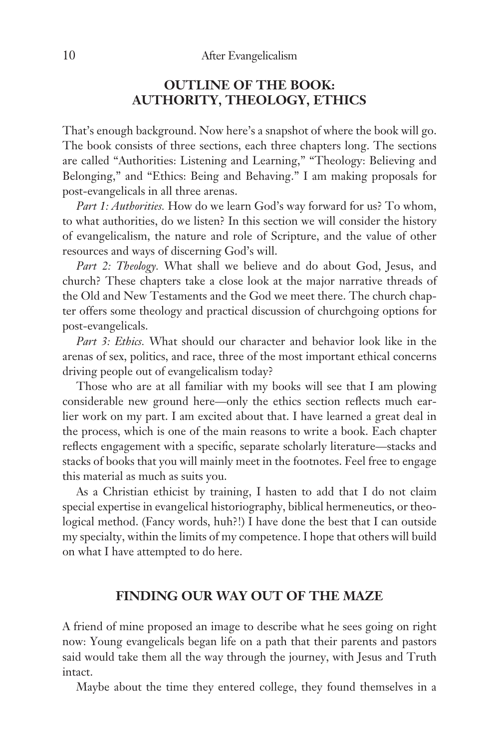## OUTLINE OF THE BOOK: AUTHORITY, THEOLOGY, ETHICS

That's enough background. Now here's a snapshot of where the book will go. The book consists of three sections, each three chapters long. The sections are called "Authorities: Listening and Learning," "Theology: Believing and Belonging," and "Ethics: Being and Behaving." I am making proposals for post-evangelicals in all three arenas.

*Part 1: Authorities.* How do we learn God's way forward for us? To whom, to what authorities, do we listen? In this section we will consider the history of evangelicalism, the nature and role of Scripture, and the value of other resources and ways of discerning God's will.

*Part 2: Theology.* What shall we believe and do about God, Jesus, and church? These chapters take a close look at the major narrative threads of the Old and New Testaments and the God we meet there. The church chapter offers some theology and practical discussion of churchgoing options for post-evangelicals.

*Part 3: Ethics.* What should our character and behavior look like in the arenas of sex, politics, and race, three of the most important ethical concerns driving people out of evangelicalism today?

Those who are at all familiar with my books will see that I am plowing considerable new ground here—only the ethics section reflects much earlier work on my part. I am excited about that. I have learned a great deal in the process, which is one of the main reasons to write a book. Each chapter reflects engagement with a specific, separate scholarly literature—stacks and stacks of books that you will mainly meet in the footnotes. Feel free to engage this material as much as suits you.

As a Christian ethicist by training, I hasten to add that I do not claim special expertise in evangelical historiography, biblical hermeneutics, or theological method. (Fancy words, huh?!) I have done the best that I can outside my specialty, within the limits of my competence. I hope that others will build on what I have attempted to do here.

## FINDING OUR WAY OUT OF THE MAZE

A friend of mine proposed an image to describe what he sees going on right now: Young evangelicals began life on a path that their parents and pastors said would take them all the way through the journey, with Jesus and Truth intact.

Maybe about the time they entered college, they found themselves in a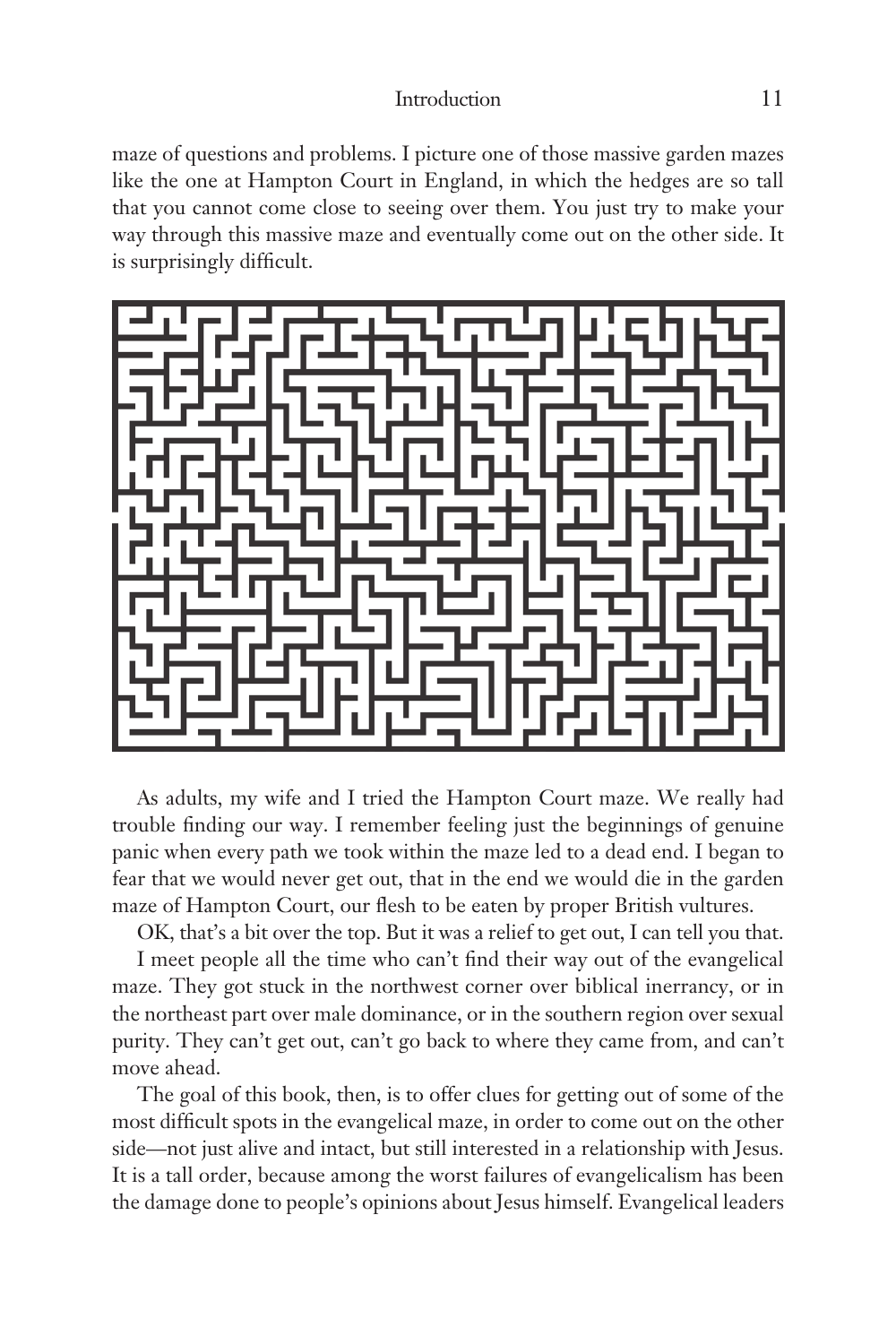maze of questions and problems. I picture one of those massive garden mazes like the one at Hampton Court in England, in which the hedges are so tall that you cannot come close to seeing over them. You just try to make your way through this massive maze and eventually come out on the other side. It is surprisingly difficult.

As adults, my wife and I tried the Hampton Court maze. We really had trouble finding our way. I remember feeling just the beginnings of genuine panic when every path we took within the maze led to a dead end. I began to fear that we would never get out, that in the end we would die in the garden maze of Hampton Court, our flesh to be eaten by proper British vultures.

OK, that's a bit over the top. But it was a relief to get out, I can tell you that.

I meet people all the time who can't find their way out of the evangelical maze. They got stuck in the northwest corner over biblical inerrancy, or in the northeast part over male dominance, or in the southern region over sexual purity. They can't get out, can't go back to where they came from, and can't move ahead.

The goal of this book, then, is to offer clues for getting out of some of the most difficult spots in the evangelical maze, in order to come out on the other side—not just alive and intact, but still interested in a relationship with Jesus. It is a tall order, because among the worst failures of evangelicalism has been the damage done to people's opinions about Jesus himself. Evangelical leaders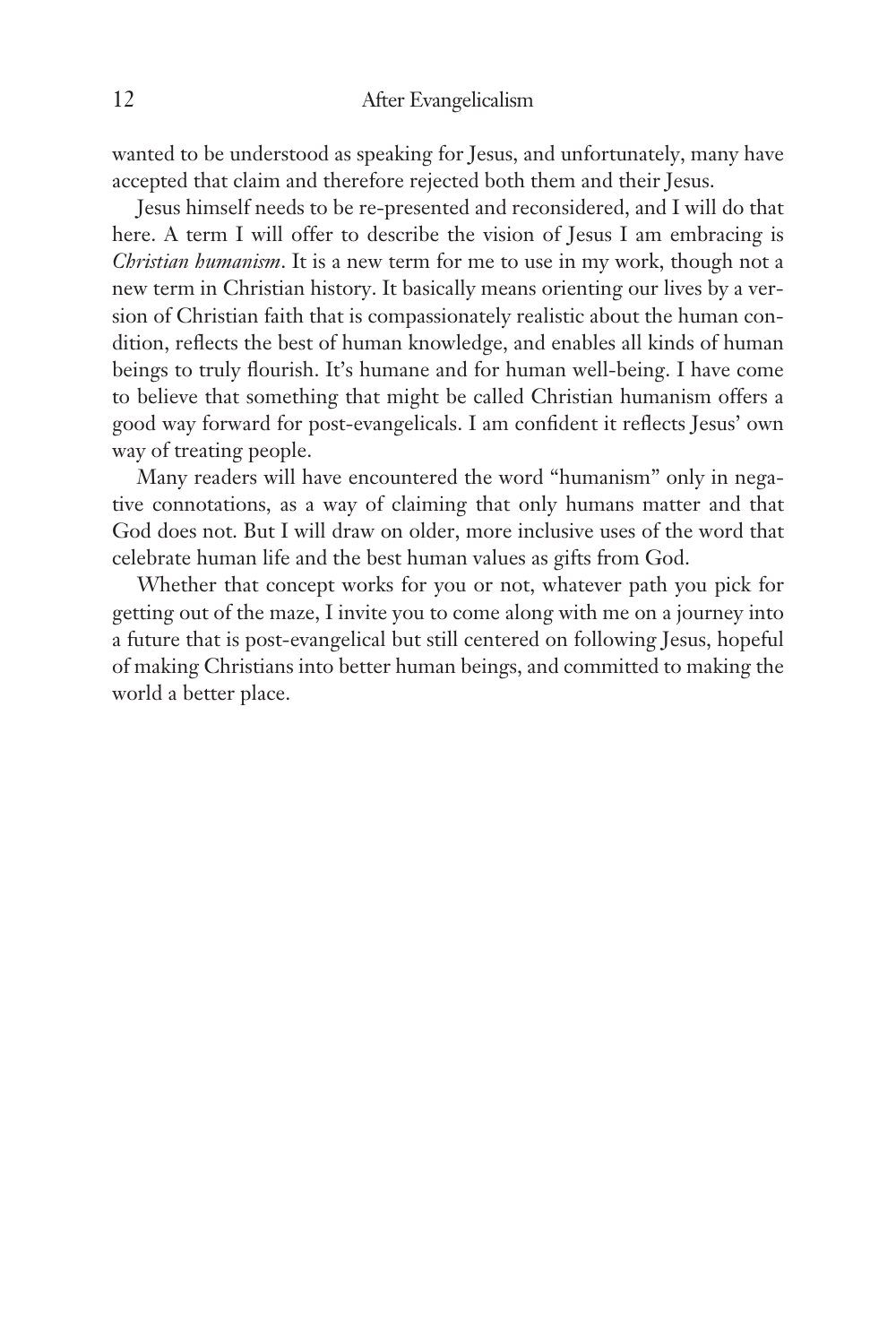wanted to be understood as speaking for Jesus, and unfortunately, many have accepted that claim and therefore rejected both them and their Jesus.

Jesus himself needs to be re-presented and reconsidered, and I will do that here. A term I will offer to describe the vision of Jesus I am embracing is *Christian humanism*. It is a new term for me to use in my work, though not a new term in Christian history. It basically means orienting our lives by a version of Christian faith that is compassionately realistic about the human condition, reflects the best of human knowledge, and enables all kinds of human beings to truly flourish. It's humane and for human well-being. I have come to believe that something that might be called Christian humanism offers a good way forward for post-evangelicals. I am confident it reflects Jesus' own way of treating people.

Many readers will have encountered the word "humanism" only in negative connotations, as a way of claiming that only humans matter and that God does not. But I will draw on older, more inclusive uses of the word that celebrate human life and the best human values as gifts from God.

Whether that concept works for you or not, whatever path you pick for getting out of the maze, I invite you to come along with me on a journey into a future that is post-evangelical but still centered on following Jesus, hopeful of making Christians into better human beings, and committed to making the world a better place.